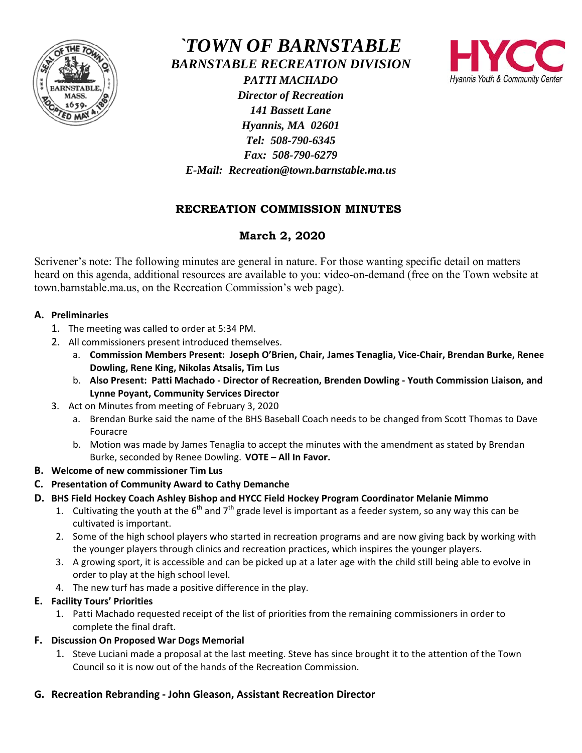# `TOWN OF BARNSTABLE

## BARNSTABLE RECREATION DIVISION

*PATTI MACHADO*
*Director of Recreation*
*141 Bassett Lane*
*Hyannis, MA 02601*
*Tel: 508-790-6345*
*Fax: 508-790-6279*
*E-Mail: Recreation@town.barnstable.ma.us*

HYCC
Hyannis Youth & Community Center

## RECREATION COMMISSION MINUTES

### March 2, 2020

Scrivener's note: The following minutes are general in nature. For those wanting specific detail on matters heard on this agenda, additional resources are available to you: video-on-demand (free on the Town website at town.barnstable.ma.us, on the Recreation Commission's web page).

**A. Preliminaries**

1. The meeting was called to order at 5:34 PM.
2. All commissioners present introduced themselves.
   a. **Commission Members Present: Joseph O'Brien, Chair, James Tenaglia, Vice-Chair, Brendan Burke, Renee Dowling, Rene King, Nikolas Atsalis, Tim Lus**
   b. **Also Present: Patti Machado - Director of Recreation, Brenden Dowling - Youth Commission Liaison, and Lynne Poyant, Community Services Director**
3. Act on Minutes from meeting of February 3, 2020
   a. Brendan Burke said the name of the BHS Baseball Coach needs to be changed from Scott Thomas to Dave Fouracre
   b. Motion was made by James Tenaglia to accept the minutes with the amendment as stated by Brendan Burke, seconded by Renee Dowling. **VOTE – All In Favor.**

**B. Welcome of new commissioner Tim Lus**

**C. Presentation of Community Award to Cathy Demanche**

**D. BHS Field Hockey Coach Ashley Bishop and HYCC Field Hockey Program Coordinator Melanie Mimmo**

1. Cultivating the youth at the 6th and 7th grade level is important as a feeder system, so any way this can be cultivated is important.
2. Some of the high school players who started in recreation programs and are now giving back by working with the younger players through clinics and recreation practices, which inspires the younger players.
3. A growing sport, it is accessible and can be picked up at a later age with the child still being able to evolve in order to play at the high school level.
4. The new turf has made a positive difference in the play.

**E. Facility Tours' Priorities**

1. Patti Machado requested receipt of the list of priorities from the remaining commissioners in order to complete the final draft.

**F. Discussion On Proposed War Dogs Memorial**

1. Steve Luciani made a proposal at the last meeting. Steve has since brought it to the attention of the Town Council so it is now out of the hands of the Recreation Commission.

**G. Recreation Rebranding - John Gleason, Assistant Recreation Director**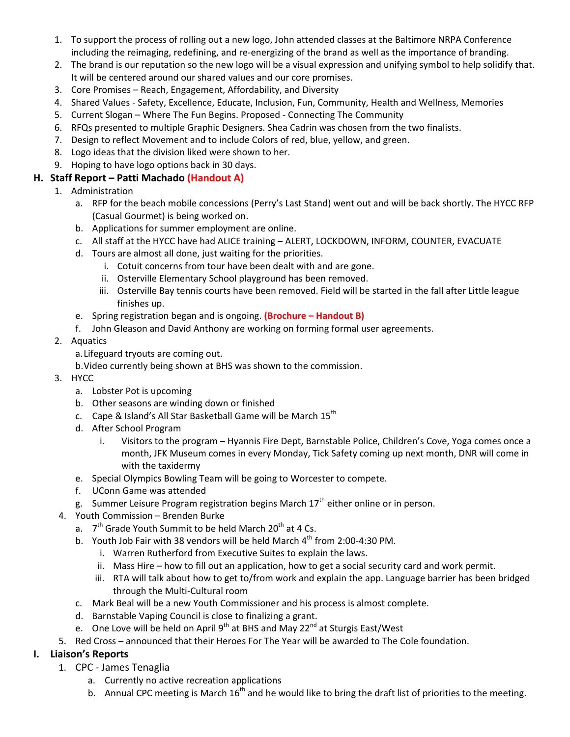1. To support the process of rolling out a new logo, John attended classes at the Baltimore NRPA Conference including the reimaging, redefining, and re-energizing of the brand as well as the importance of branding.
2. The brand is our reputation so the new logo will be a visual expression and unifying symbol to help solidify that. It will be centered around our shared values and our core promises.
3. Core Promises – Reach, Engagement, Affordability, and Diversity
4. Shared Values - Safety, Excellence, Educate, Inclusion, Fun, Community, Health and Wellness, Memories
5. Current Slogan – Where The Fun Begins. Proposed - Connecting The Community
6. RFQs presented to multiple Graphic Designers. Shea Cadrin was chosen from the two finalists.
7. Design to reflect Movement and to include Colors of red, blue, yellow, and green.
8. Logo ideas that the division liked were shown to her.
9. Hoping to have logo options back in 30 days.

## H. Staff Report – Patti Machado (Handout A)

1. Administration
   a. RFP for the beach mobile concessions (Perry's Last Stand) went out and will be back shortly. The HYCC RFP (Casual Gourmet) is being worked on.
   b. Applications for summer employment are online.
   c. All staff at the HYCC have had ALICE training – ALERT, LOCKDOWN, INFORM, COUNTER, EVACUATE
   d. Tours are almost all done, just waiting for the priorities.
      i. Cotuit concerns from tour have been dealt with and are gone.
      ii. Osterville Elementary School playground has been removed.
      iii. Osterville Bay tennis courts have been removed. Field will be started in the fall after Little league finishes up.
   e. Spring registration began and is ongoing. **(Brochure – Handout B)**
   f. John Gleason and David Anthony are working on forming formal user agreements.
2. Aquatics
   a. Lifeguard tryouts are coming out.
   b. Video currently being shown at BHS was shown to the commission.
3. HYCC
   a. Lobster Pot is upcoming
   b. Other seasons are winding down or finished
   c. Cape & Island's All Star Basketball Game will be March 15th
   d. After School Program
      i. Visitors to the program – Hyannis Fire Dept, Barnstable Police, Children's Cove, Yoga comes once a month, JFK Museum comes in every Monday, Tick Safety coming up next month, DNR will come in with the taxidermy
   e. Special Olympics Bowling Team will be going to Worcester to compete.
   f. UConn Game was attended
   g. Summer Leisure Program registration begins March 17th either online or in person.
4. Youth Commission – Brenden Burke
   a. 7th Grade Youth Summit to be held March 20th at 4 Cs.
   b. Youth Job Fair with 38 vendors will be held March 4th from 2:00-4:30 PM.
      i. Warren Rutherford from Executive Suites to explain the laws.
      ii. Mass Hire – how to fill out an application, how to get a social security card and work permit.
      iii. RTA will talk about how to get to/from work and explain the app. Language barrier has been bridged through the Multi-Cultural room
   c. Mark Beal will be a new Youth Commissioner and his process is almost complete.
   d. Barnstable Vaping Council is close to finalizing a grant.
   e. One Love will be held on April 9th at BHS and May 22nd at Sturgis East/West
5. Red Cross – announced that their Heroes For The Year will be awarded to The Cole foundation.

## I. Liaison's Reports

1. CPC - James Tenaglia
   a. Currently no active recreation applications
   b. Annual CPC meeting is March 16th and he would like to bring the draft list of priorities to the meeting.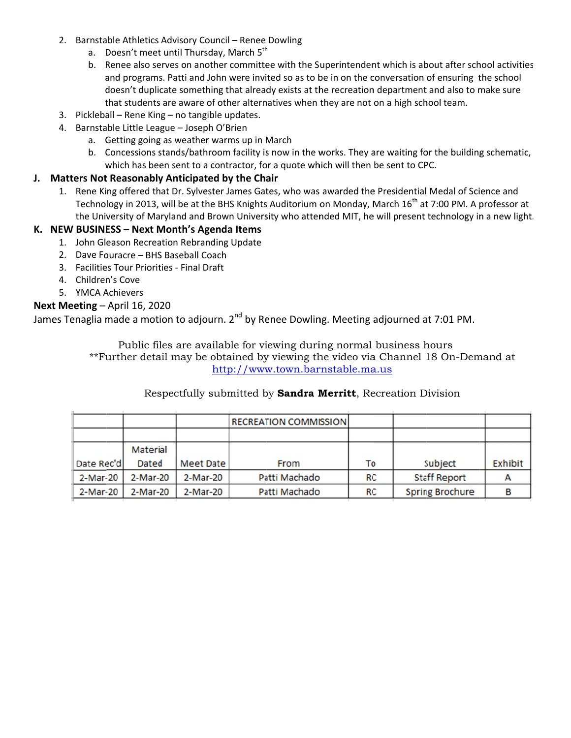2. Barnstable Athletics Advisory Council – Renee Dowling
   a. Doesn't meet until Thursday, March 5th
   b. Renee also serves on another committee with the Superintendent which is about after school activities and programs. Patti and John were invited so as to be in on the conversation of ensuring the school doesn't duplicate something that already exists at the recreation department and also to make sure that students are aware of other alternatives when they are not on a high school team.
3. Pickleball – Rene King – no tangible updates.
4. Barnstable Little League – Joseph O'Brien
   a. Getting going as weather warms up in March
   b. Concessions stands/bathroom facility is now in the works. They are waiting for the building schematic, which has been sent to a contractor, for a quote which will then be sent to CPC.

## J. Matters Not Reasonably Anticipated by the Chair

1. Rene King offered that Dr. Sylvester James Gates, who was awarded the Presidential Medal of Science and Technology in 2013, will be at the BHS Knights Auditorium on Monday, March 16th at 7:00 PM. A professor at the University of Maryland and Brown University who attended MIT, he will present technology in a new light.

## K. NEW BUSINESS – Next Month's Agenda Items

1. John Gleason Recreation Rebranding Update
2. Dave Fouracre – BHS Baseball Coach
3. Facilities Tour Priorities - Final Draft
4. Children's Cove
5. YMCA Achievers

**Next Meeting** – April 16, 2020

James Tenaglia made a motion to adjourn. 2nd by Renee Dowling. Meeting adjourned at 7:01 PM.

Public files are available for viewing during normal business hours
**Further detail may be obtained by viewing the video via Channel 18 On-Demand at http://www.town.barnstable.ma.us

Respectfully submitted by **Sandra Merritt**, Recreation Division

| | | | RECREATION COMMISSION | | | |
|---|---|---|---|---|---|---|
| | | | | | | |
| Date Rec'd | Material Dated | Meet Date | From | To | Subject | Exhibit |
| 2-Mar-20 | 2-Mar-20 | 2-Mar-20 | Patti Machado | RC | Staff Report | A |
| 2-Mar-20 | 2-Mar-20 | 2-Mar-20 | Patti Machado | RC | Spring Brochure | B |